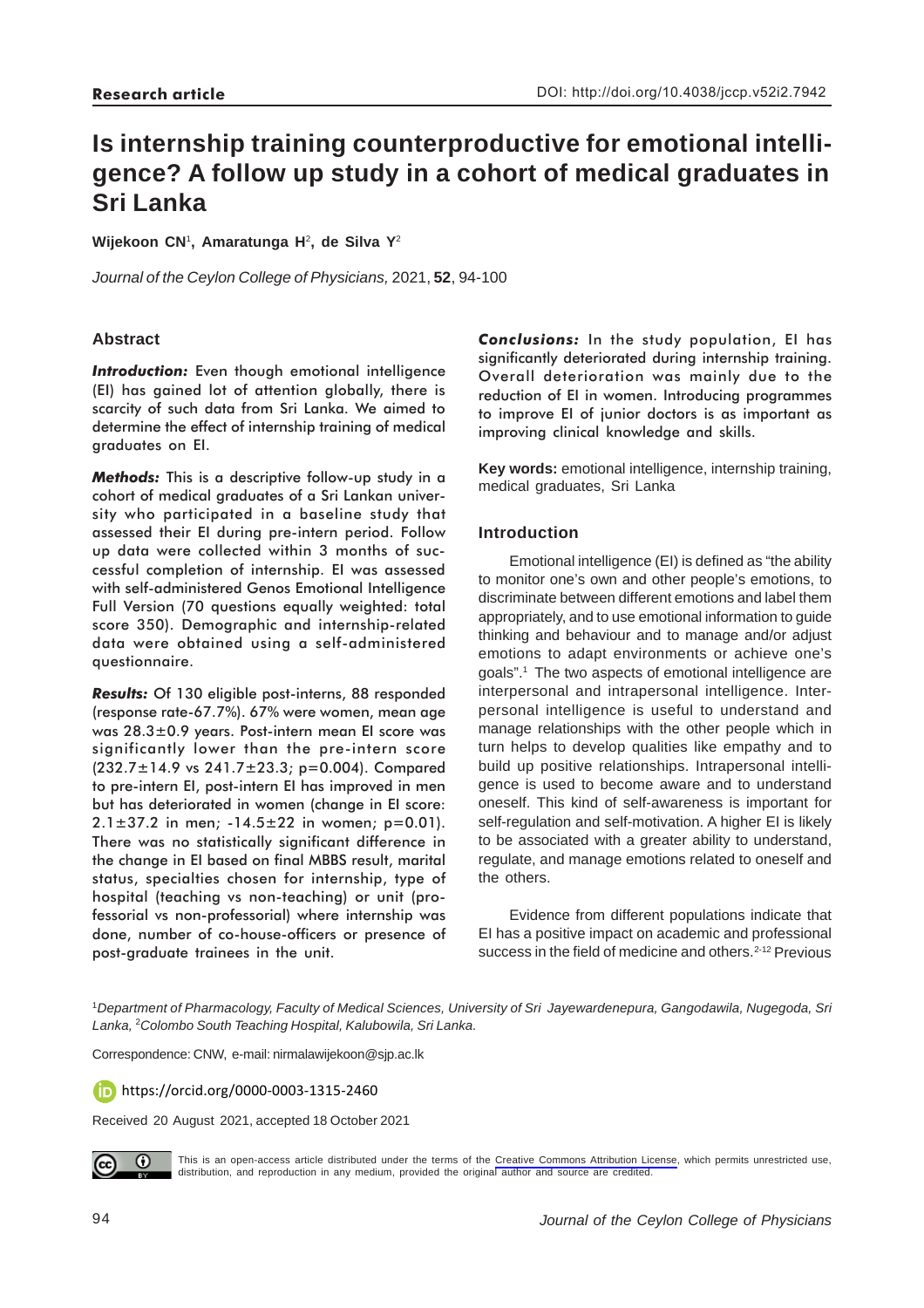**Research article**

DOI: http://doi.org/10.4038/jccp.v52i2.7942

# Is internship training counterproductive for emotional intelligence? A follow up study in a cohort of medical graduates in Sri Lanka

**Wijekoon CN[1], Amaratunga H[2], de Silva Y[2]**

*Journal of the Ceylon College of Physicians,* 2021, **52**, 94-100

## Abstract

***Introduction:*** Even though emotional intelligence (EI) has gained lot of attention globally, there is scarcity of such data from Sri Lanka. We aimed to determine the effect of internship training of medical graduates on EI.

***Methods:*** This is a descriptive follow-up study in a cohort of medical graduates of a Sri Lankan university who participated in a baseline study that assessed their EI during pre-intern period. Follow up data were collected within 3 months of successful completion of internship. EI was assessed with self-administered Genos Emotional Intelligence Full Version (70 questions equally weighted: total score 350). Demographic and internship-related data were obtained using a self-administered questionnaire.

***Results:*** Of 130 eligible post-interns, 88 responded (response rate-67.7%). 67% were women, mean age was 28.3±0.9 years. Post-intern mean EI score was significantly lower than the pre-intern score (232.7±14.9 vs 241.7±23.3; $p=0.004$). Compared to pre-intern EI, post-intern EI has improved in men but has deteriorated in women (change in EI score: 2.1±37.2 in men; -14.5±22 in women; $p=0.01$). There was no statistically significant difference in the change in EI based on final MBBS result, marital status, specialties chosen for internship, type of hospital (teaching vs non-teaching) or unit (professorial vs non-professorial) where internship was done, number of co-house-officers or presence of post-graduate trainees in the unit.

***Conclusions:*** In the study population, EI has significantly deteriorated during internship training. Overall deterioration was mainly due to the reduction of EI in women. Introducing programmes to improve EI of junior doctors is as important as improving clinical knowledge and skills.

**Key words:** emotional intelligence, internship training, medical graduates, Sri Lanka

## Introduction

Emotional intelligence (EI) is defined as "the ability to monitor one's own and other people's emotions, to discriminate between different emotions and label them appropriately, and to use emotional information to guide thinking and behaviour and to manage and/or adjust emotions to adapt environments or achieve one's goals".[1] The two aspects of emotional intelligence are interpersonal and intrapersonal intelligence. Interpersonal intelligence is useful to understand and manage relationships with the other people which in turn helps to develop qualities like empathy and to build up positive relationships. Intrapersonal intelligence is used to become aware and to understand oneself. This kind of self-awareness is important for self-regulation and self-motivation. A higher EI is likely to be associated with a greater ability to understand, regulate, and manage emotions related to oneself and the others.

Evidence from different populations indicate that EI has a positive impact on academic and professional success in the field of medicine and others.[2-12] Previous

[1]*Department of Pharmacology, Faculty of Medical Sciences, University of Sri Jayewardenepura, Gangodawila, Nugegoda, Sri Lanka,* [2]*Colombo South Teaching Hospital, Kalubowila, Sri Lanka.*

Correspondence: CNW, e-mail: nirmalawijekoon@sjp.ac.lk

https://orcid.org/0000-0003-1315-2460

Received 20 August 2021, accepted 18 October 2021

This is an open-access article distributed under the terms of the Creative Commons Attribution License, which permits unrestricted use, distribution, and reproduction in any medium, provided the original author and source are credited.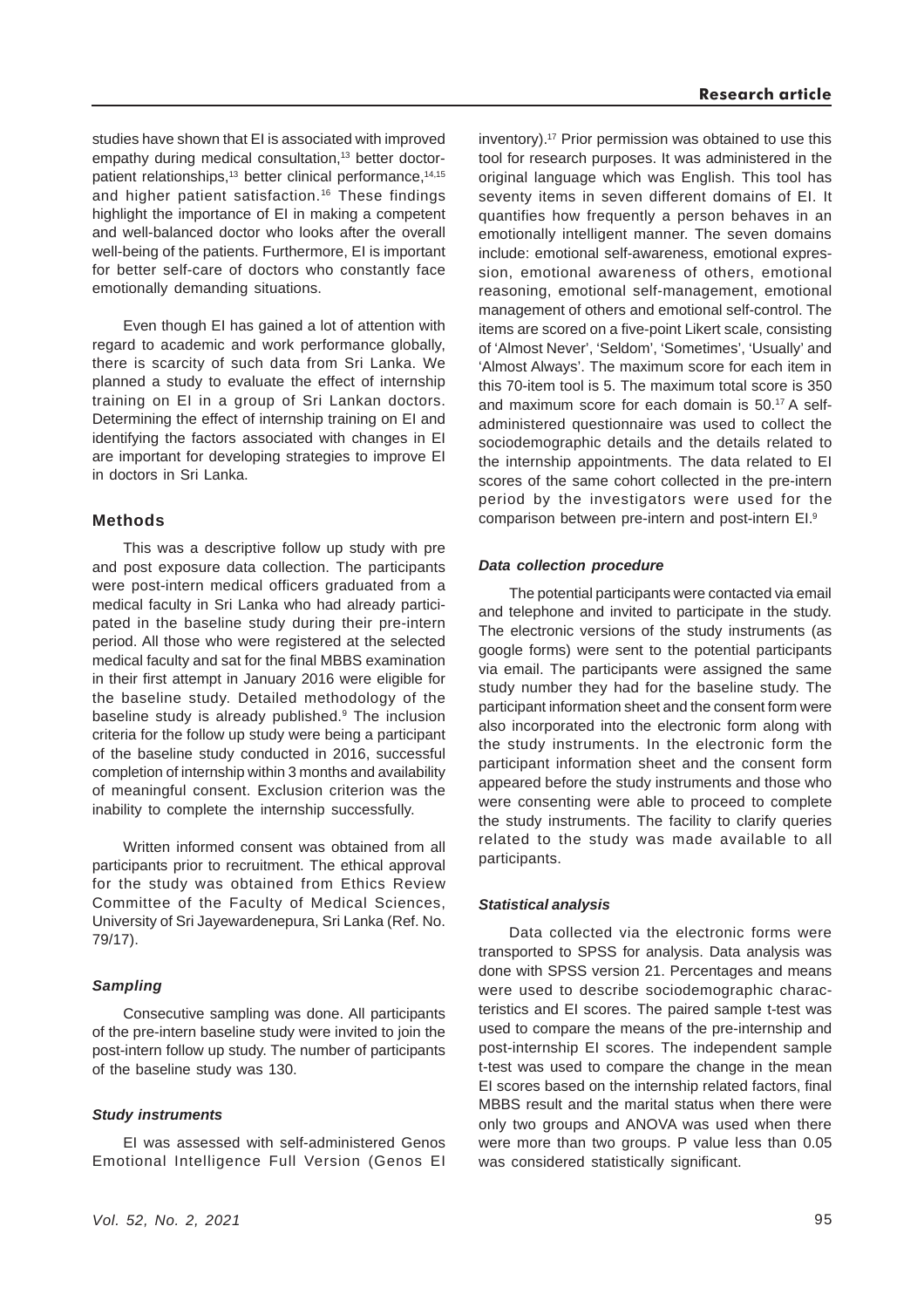studies have shown that EI is associated with improved empathy during medical consultation,[13] better doctor-patient relationships,[13] better clinical performance,[14,15] and higher patient satisfaction.[16] These findings highlight the importance of EI in making a competent and well-balanced doctor who looks after the overall well-being of the patients. Furthermore, EI is important for better self-care of doctors who constantly face emotionally demanding situations.

Even though EI has gained a lot of attention with regard to academic and work performance globally, there is scarcity of such data from Sri Lanka. We planned a study to evaluate the effect of internship training on EI in a group of Sri Lankan doctors. Determining the effect of internship training on EI and identifying the factors associated with changes in EI are important for developing strategies to improve EI in doctors in Sri Lanka.

## Methods

This was a descriptive follow up study with pre and post exposure data collection. The participants were post-intern medical officers graduated from a medical faculty in Sri Lanka who had already participated in the baseline study during their pre-intern period. All those who were registered at the selected medical faculty and sat for the final MBBS examination in their first attempt in January 2016 were eligible for the baseline study. Detailed methodology of the baseline study is already published.[9] The inclusion criteria for the follow up study were being a participant of the baseline study conducted in 2016, successful completion of internship within 3 months and availability of meaningful consent. Exclusion criterion was the inability to complete the internship successfully.

Written informed consent was obtained from all participants prior to recruitment. The ethical approval for the study was obtained from Ethics Review Committee of the Faculty of Medical Sciences, University of Sri Jayewardenepura, Sri Lanka (Ref. No. 79/17).

### *Sampling*

Consecutive sampling was done. All participants of the pre-intern baseline study were invited to join the post-intern follow up study. The number of participants of the baseline study was 130.

### *Study instruments*

EI was assessed with self-administered Genos Emotional Intelligence Full Version (Genos EI inventory).[17] Prior permission was obtained to use this tool for research purposes. It was administered in the original language which was English. This tool has seventy items in seven different domains of EI. It quantifies how frequently a person behaves in an emotionally intelligent manner. The seven domains include: emotional self-awareness, emotional expression, emotional awareness of others, emotional reasoning, emotional self-management, emotional management of others and emotional self-control. The items are scored on a five-point Likert scale, consisting of 'Almost Never', 'Seldom', 'Sometimes', 'Usually' and 'Almost Always'. The maximum score for each item in this 70-item tool is 5. The maximum total score is 350 and maximum score for each domain is 50.[17] A self-administered questionnaire was used to collect the sociodemographic details and the details related to the internship appointments. The data related to EI scores of the same cohort collected in the pre-intern period by the investigators were used for the comparison between pre-intern and post-intern EI.[9]

### *Data collection procedure*

The potential participants were contacted via email and telephone and invited to participate in the study. The electronic versions of the study instruments (as google forms) were sent to the potential participants via email. The participants were assigned the same study number they had for the baseline study. The participant information sheet and the consent form were also incorporated into the electronic form along with the study instruments. In the electronic form the participant information sheet and the consent form appeared before the study instruments and those who were consenting were able to proceed to complete the study instruments. The facility to clarify queries related to the study was made available to all participants.

### *Statistical analysis*

Data collected via the electronic forms were transported to SPSS for analysis. Data analysis was done with SPSS version 21. Percentages and means were used to describe sociodemographic characteristics and EI scores. The paired sample t-test was used to compare the means of the pre-internship and post-internship EI scores. The independent sample t-test was used to compare the change in the mean EI scores based on the internship related factors, final MBBS result and the marital status when there were only two groups and ANOVA was used when there were more than two groups. P value less than 0.05 was considered statistically significant.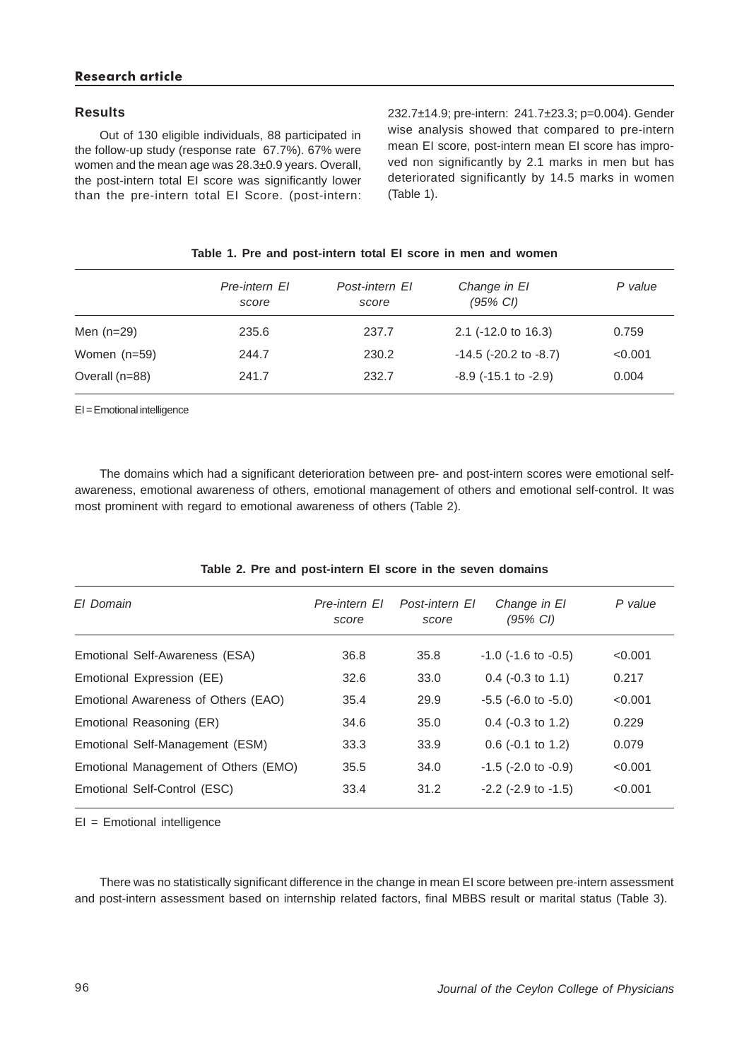## Results

Out of 130 eligible individuals, 88 participated in the follow-up study (response rate 67.7%). 67% were women and the mean age was 28.3±0.9 years. Overall, the post-intern total EI score was significantly lower than the pre-intern total EI Score. (post-intern: 232.7±14.9; pre-intern: 241.7±23.3; p=0.004). Gender wise analysis showed that compared to pre-intern mean EI score, post-intern mean EI score has improved non significantly by 2.1 marks in men but has deteriorated significantly by 14.5 marks in women (Table 1).

**Table 1. Pre and post-intern total EI score in men and women**

| | *Pre-intern EI score* | *Post-intern EI score* | *Change in EI (95% CI)* | *P value* |
|---|---|---|---|---|
| Men (n=29) | 235.6 | 237.7 | 2.1 (-12.0 to 16.3) | 0.759 |
| Women (n=59) | 244.7 | 230.2 | -14.5 (-20.2 to -8.7) | <0.001 |
| Overall (n=88) | 241.7 | 232.7 | -8.9 (-15.1 to -2.9) | 0.004 |

EI = Emotional intelligence

The domains which had a significant deterioration between pre- and post-intern scores were emotional self-awareness, emotional awareness of others, emotional management of others and emotional self-control. It was most prominent with regard to emotional awareness of others (Table 2).

**Table 2. Pre and post-intern EI score in the seven domains**

| *EI Domain* | *Pre-intern EI score* | *Post-intern EI score* | *Change in EI (95% CI)* | *P value* |
|---|---|---|---|---|
| Emotional Self-Awareness (ESA) | 36.8 | 35.8 | -1.0 (-1.6 to -0.5) | <0.001 |
| Emotional Expression (EE) | 32.6 | 33.0 | 0.4 (-0.3 to 1.1) | 0.217 |
| Emotional Awareness of Others (EAO) | 35.4 | 29.9 | -5.5 (-6.0 to -5.0) | <0.001 |
| Emotional Reasoning (ER) | 34.6 | 35.0 | 0.4 (-0.3 to 1.2) | 0.229 |
| Emotional Self-Management (ESM) | 33.3 | 33.9 | 0.6 (-0.1 to 1.2) | 0.079 |
| Emotional Management of Others (EMO) | 35.5 | 34.0 | -1.5 (-2.0 to -0.9) | <0.001 |
| Emotional Self-Control (ESC) | 33.4 | 31.2 | -2.2 (-2.9 to -1.5) | <0.001 |

EI = Emotional intelligence

There was no statistically significant difference in the change in mean EI score between pre-intern assessment and post-intern assessment based on internship related factors, final MBBS result or marital status (Table 3).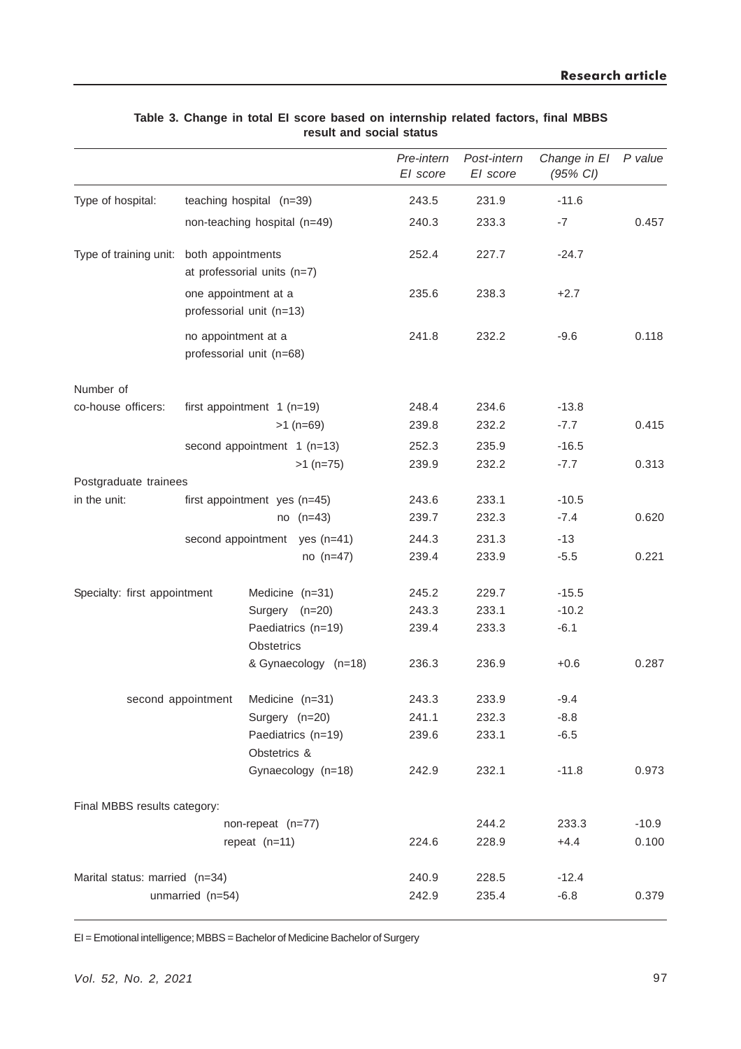**Table 3. Change in total EI score based on internship related factors, final MBBS result and social status**

| | | | *Pre-intern EI score* | *Post-intern EI score* | *Change in EI (95% CI)* | *P value* |
|---|---|---|---|---|---|---|
| Type of hospital: | teaching hospital (n=39) | | 243.5 | 231.9 | -11.6 | |
| | non-teaching hospital (n=49) | | 240.3 | 233.3 | -7 | 0.457 |
| Type of training unit: | both appointments at professorial units (n=7) | | 252.4 | 227.7 | -24.7 | |
| | one appointment at a professorial unit (n=13) | | 235.6 | 238.3 | +2.7 | |
| | no appointment at a professorial unit (n=68) | | 241.8 | 232.2 | -9.6 | 0.118 |
| Number of co-house officers: | first appointment | 1 (n=19) | 248.4 | 234.6 | -13.8 | |
| | | >1 (n=69) | 239.8 | 232.2 | -7.7 | 0.415 |
| | second appointment | 1 (n=13) | 252.3 | 235.9 | -16.5 | |
| | | >1 (n=75) | 239.9 | 232.2 | -7.7 | 0.313 |
| Postgraduate trainees in the unit: | first appointment | yes (n=45) | 243.6 | 233.1 | -10.5 | |
| | | no (n=43) | 239.7 | 232.3 | -7.4 | 0.620 |
| | second appointment | yes (n=41) | 244.3 | 231.3 | -13 | |
| | | no (n=47) | 239.4 | 233.9 | -5.5 | 0.221 |
| Specialty: | first appointment | Medicine (n=31) | 245.2 | 229.7 | -15.5 | |
| | | Surgery (n=20) | 243.3 | 233.1 | -10.2 | |
| | | Paediatrics (n=19) | 239.4 | 233.3 | -6.1 | |
| | | Obstetrics & Gynaecology (n=18) | 236.3 | 236.9 | +0.6 | 0.287 |
| | second appointment | Medicine (n=31) | 243.3 | 233.9 | -9.4 | |
| | | Surgery (n=20) | 241.1 | 232.3 | -8.8 | |
| | | Paediatrics (n=19) | 239.6 | 233.1 | -6.5 | |
| | | Obstetrics & Gynaecology (n=18) | 242.9 | 232.1 | -11.8 | 0.973 |
| Final MBBS results category: | non-repeat (n=77) | | | 244.2 | 233.3 | -10.9 |
| | repeat (n=11) | | 224.6 | 228.9 | +4.4 | 0.100 |
| Marital status: | married (n=34) | | 240.9 | 228.5 | -12.4 | |
| | unmarried (n=54) | | 242.9 | 235.4 | -6.8 | 0.379 |

EI = Emotional intelligence; MBBS = Bachelor of Medicine Bachelor of Surgery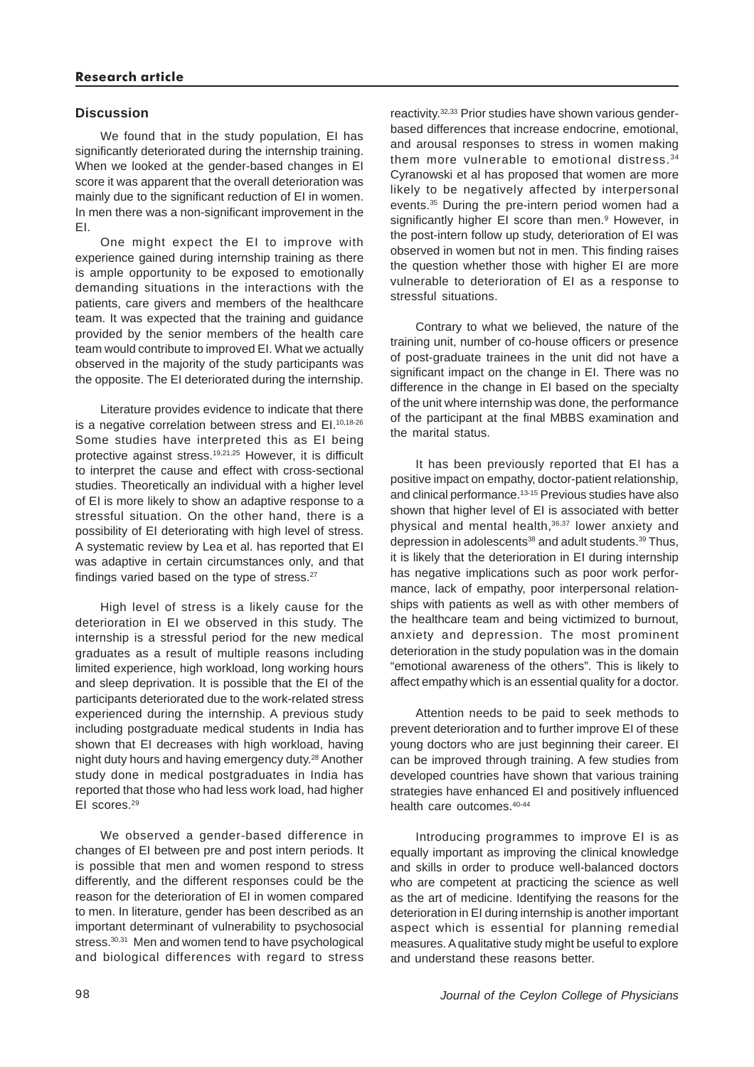## Discussion

We found that in the study population, EI has significantly deteriorated during the internship training. When we looked at the gender-based changes in EI score it was apparent that the overall deterioration was mainly due to the significant reduction of EI in women. In men there was a non-significant improvement in the EI.

One might expect the EI to improve with experience gained during internship training as there is ample opportunity to be exposed to emotionally demanding situations in the interactions with the patients, care givers and members of the healthcare team. It was expected that the training and guidance provided by the senior members of the health care team would contribute to improved EI. What we actually observed in the majority of the study participants was the opposite. The EI deteriorated during the internship.

Literature provides evidence to indicate that there is a negative correlation between stress and EI.[10,18-26] Some studies have interpreted this as EI being protective against stress.[19,21,25] However, it is difficult to interpret the cause and effect with cross-sectional studies. Theoretically an individual with a higher level of EI is more likely to show an adaptive response to a stressful situation. On the other hand, there is a possibility of EI deteriorating with high level of stress. A systematic review by Lea et al. has reported that EI was adaptive in certain circumstances only, and that findings varied based on the type of stress.[27]

High level of stress is a likely cause for the deterioration in EI we observed in this study. The internship is a stressful period for the new medical graduates as a result of multiple reasons including limited experience, high workload, long working hours and sleep deprivation. It is possible that the EI of the participants deteriorated due to the work-related stress experienced during the internship. A previous study including postgraduate medical students in India has shown that EI decreases with high workload, having night duty hours and having emergency duty.[28] Another study done in medical postgraduates in India has reported that those who had less work load, had higher EI scores.[29]

We observed a gender-based difference in changes of EI between pre and post intern periods. It is possible that men and women respond to stress differently, and the different responses could be the reason for the deterioration of EI in women compared to men. In literature, gender has been described as an important determinant of vulnerability to psychosocial stress.[30,31] Men and women tend to have psychological and biological differences with regard to stress reactivity.[32,33] Prior studies have shown various gender-based differences that increase endocrine, emotional, and arousal responses to stress in women making them more vulnerable to emotional distress.[34] Cyranowski et al has proposed that women are more likely to be negatively affected by interpersonal events.[35] During the pre-intern period women had a significantly higher EI score than men.[9] However, in the post-intern follow up study, deterioration of EI was observed in women but not in men. This finding raises the question whether those with higher EI are more vulnerable to deterioration of EI as a response to stressful situations.

Contrary to what we believed, the nature of the training unit, number of co-house officers or presence of post-graduate trainees in the unit did not have a significant impact on the change in EI. There was no difference in the change in EI based on the specialty of the unit where internship was done, the performance of the participant at the final MBBS examination and the marital status.

It has been previously reported that EI has a positive impact on empathy, doctor-patient relationship, and clinical performance.[13-15] Previous studies have also shown that higher level of EI is associated with better physical and mental health,[36,37] lower anxiety and depression in adolescents[38] and adult students.[39] Thus, it is likely that the deterioration in EI during internship has negative implications such as poor work performance, lack of empathy, poor interpersonal relationships with patients as well as with other members of the healthcare team and being victimized to burnout, anxiety and depression. The most prominent deterioration in the study population was in the domain "emotional awareness of the others". This is likely to affect empathy which is an essential quality for a doctor.

Attention needs to be paid to seek methods to prevent deterioration and to further improve EI of these young doctors who are just beginning their career. EI can be improved through training. A few studies from developed countries have shown that various training strategies have enhanced EI and positively influenced health care outcomes.[40-44]

Introducing programmes to improve EI is as equally important as improving the clinical knowledge and skills in order to produce well-balanced doctors who are competent at practicing the science as well as the art of medicine. Identifying the reasons for the deterioration in EI during internship is another important aspect which is essential for planning remedial measures. A qualitative study might be useful to explore and understand these reasons better.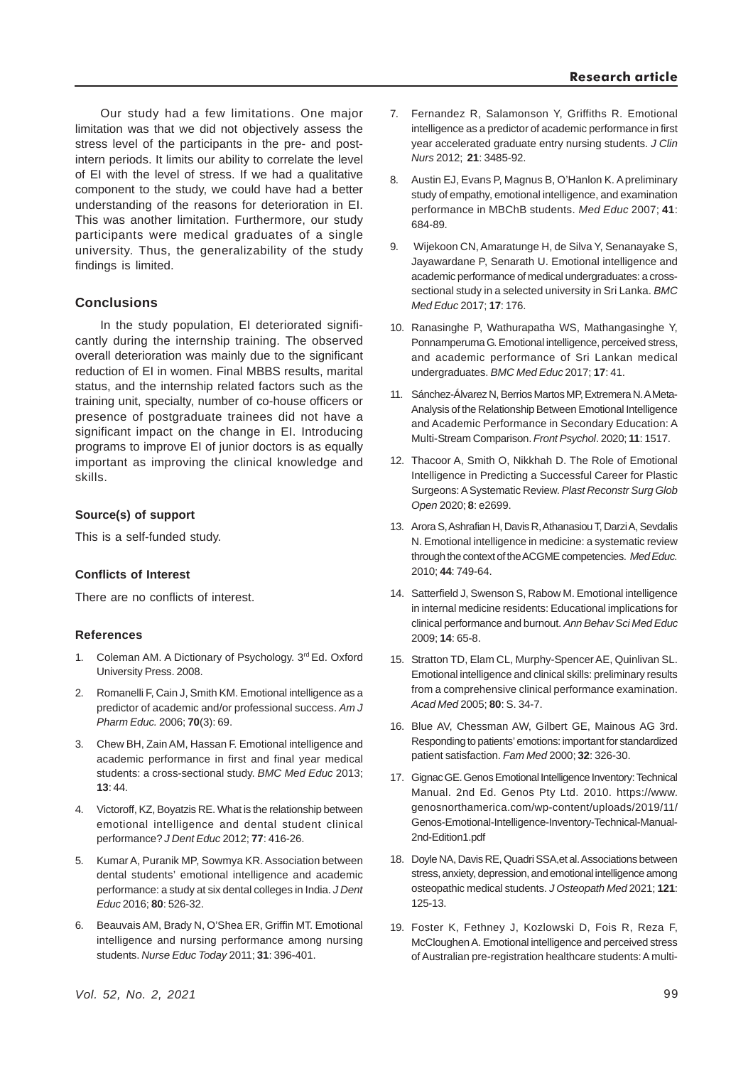Our study had a few limitations. One major limitation was that we did not objectively assess the stress level of the participants in the pre- and post-intern periods. It limits our ability to correlate the level of EI with the level of stress. If we had a qualitative component to the study, we could have had a better understanding of the reasons for deterioration in EI. This was another limitation. Furthermore, our study participants were medical graduates of a single university. Thus, the generalizability of the study findings is limited.

## Conclusions

In the study population, EI deteriorated significantly during the internship training. The observed overall deterioration was mainly due to the significant reduction of EI in women. Final MBBS results, marital status, and the internship related factors such as the training unit, specialty, number of co-house officers or presence of postgraduate trainees did not have a significant impact on the change in EI. Introducing programs to improve EI of junior doctors is as equally important as improving the clinical knowledge and skills.

### Source(s) of support

This is a self-funded study.

### Conflicts of Interest

There are no conflicts of interest.

### References

1. Coleman AM. A Dictionary of Psychology. 3rd Ed. Oxford University Press. 2008.
2. Romanelli F, Cain J, Smith KM. Emotional intelligence as a predictor of academic and/or professional success. *Am J Pharm Educ.* 2006; **70**(3): 69.
3. Chew BH, Zain AM, Hassan F. Emotional intelligence and academic performance in first and final year medical students: a cross-sectional study. *BMC Med Educ* 2013; **13**: 44.
4. Victoroff, KZ, Boyatzis RE. What is the relationship between emotional intelligence and dental student clinical performance? *J Dent Educ* 2012; **77**: 416-26.
5. Kumar A, Puranik MP, Sowmya KR. Association between dental students' emotional intelligence and academic performance: a study at six dental colleges in India. *J Dent Educ* 2016; **80**: 526-32.
6. Beauvais AM, Brady N, O'Shea ER, Griffin MT. Emotional intelligence and nursing performance among nursing students. *Nurse Educ Today* 2011; **31**: 396-401.
7. Fernandez R, Salamonson Y, Griffiths R. Emotional intelligence as a predictor of academic performance in first year accelerated graduate entry nursing students. *J Clin Nurs* 2012; **21**: 3485-92.
8. Austin EJ, Evans P, Magnus B, O'Hanlon K. A preliminary study of empathy, emotional intelligence, and examination performance in MBChB students. *Med Educ* 2007; **41**: 684-89.
9. Wijekoon CN, Amaratunge H, de Silva Y, Senanayake S, Jayawardane P, Senarath U. Emotional intelligence and academic performance of medical undergraduates: a cross-sectional study in a selected university in Sri Lanka. *BMC Med Educ* 2017; **17**: 176.
10. Ranasinghe P, Wathurapatha WS, Mathangasinghe Y, Ponnamperuma G. Emotional intelligence, perceived stress, and academic performance of Sri Lankan medical undergraduates. *BMC Med Educ* 2017; **17**: 41.
11. Sánchez-Álvarez N, Berrios Martos MP, Extremera N. A Meta-Analysis of the Relationship Between Emotional Intelligence and Academic Performance in Secondary Education: A Multi-Stream Comparison. *Front Psychol*. 2020; **11**: 1517.
12. Thacoor A, Smith O, Nikkhah D. The Role of Emotional Intelligence in Predicting a Successful Career for Plastic Surgeons: A Systematic Review. *Plast Reconstr Surg Glob Open* 2020; **8**: e2699.
13. Arora S, Ashrafian H, Davis R, Athanasiou T, Darzi A, Sevdalis N. Emotional intelligence in medicine: a systematic review through the context of the ACGME competencies. *Med Educ.* 2010; **44**: 749-64.
14. Satterfield J, Swenson S, Rabow M. Emotional intelligence in internal medicine residents: Educational implications for clinical performance and burnout. *Ann Behav Sci Med Educ* 2009; **14**: 65-8.
15. Stratton TD, Elam CL, Murphy-Spencer AE, Quinlivan SL. Emotional intelligence and clinical skills: preliminary results from a comprehensive clinical performance examination. *Acad Med* 2005; **80**: S. 34-7.
16. Blue AV, Chessman AW, Gilbert GE, Mainous AG 3rd. Responding to patients' emotions: important for standardized patient satisfaction. *Fam Med* 2000; **32**: 326-30.
17. Gignac GE. Genos Emotional Intelligence Inventory: Technical Manual. 2nd Ed. Genos Pty Ltd. 2010. https://www.genosnorthamerica.com/wp-content/uploads/2019/11/Genos-Emotional-Intelligence-Inventory-Technical-Manual-2nd-Edition1.pdf
18. Doyle NA, Davis RE, Quadri SSA,et al. Associations between stress, anxiety, depression, and emotional intelligence among osteopathic medical students. *J Osteopath Med* 2021; **121**: 125-13.
19. Foster K, Fethney J, Kozlowski D, Fois R, Reza F, McCloughen A. Emotional intelligence and perceived stress of Australian pre-registration healthcare students: A multi-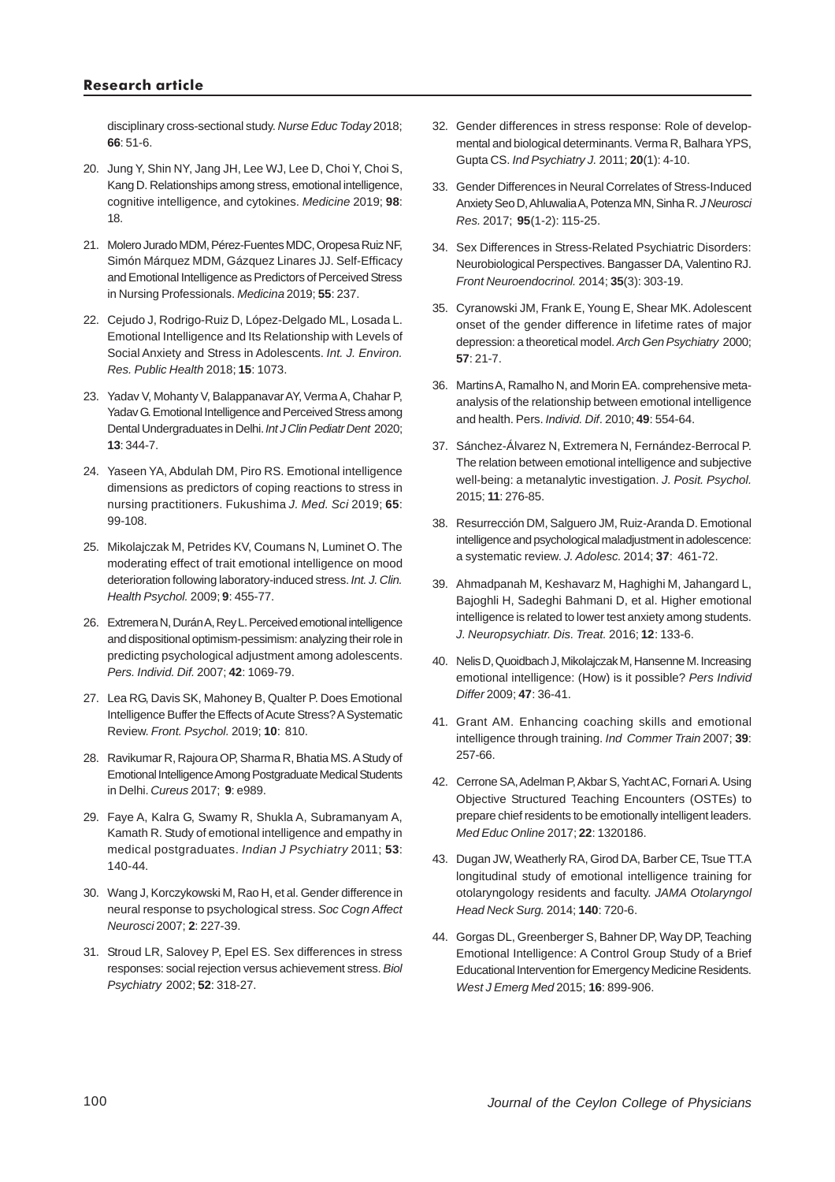disciplinary cross-sectional study. *Nurse Educ Today* 2018; **66**: 51-6.

20. Jung Y, Shin NY, Jang JH, Lee WJ, Lee D, Choi Y, Choi S, Kang D. Relationships among stress, emotional intelligence, cognitive intelligence, and cytokines. *Medicine* 2019; **98**: 18.

21. Molero Jurado MDM, Pérez-Fuentes MDC, Oropesa Ruiz NF, Simón Márquez MDM, Gázquez Linares JJ. Self-Efficacy and Emotional Intelligence as Predictors of Perceived Stress in Nursing Professionals. *Medicina* 2019; **55**: 237.

22. Cejudo J, Rodrigo-Ruiz D, López-Delgado ML, Losada L. Emotional Intelligence and Its Relationship with Levels of Social Anxiety and Stress in Adolescents. *Int. J. Environ. Res. Public Health* 2018; **15**: 1073.

23. Yadav V, Mohanty V, Balappanavar AY, Verma A, Chahar P, Yadav G. Emotional Intelligence and Perceived Stress among Dental Undergraduates in Delhi. *Int J Clin Pediatr Dent* 2020; **13**: 344-7.

24. Yaseen YA, Abdulah DM, Piro RS. Emotional intelligence dimensions as predictors of coping reactions to stress in nursing practitioners. Fukushima *J. Med. Sci* 2019; **65**: 99-108.

25. Mikolajczak M, Petrides KV, Coumans N, Luminet O. The moderating effect of trait emotional intelligence on mood deterioration following laboratory-induced stress. *Int. J. Clin. Health Psychol.* 2009; **9**: 455-77.

26. Extremera N, Durán A, Rey L. Perceived emotional intelligence and dispositional optimism-pessimism: analyzing their role in predicting psychological adjustment among adolescents. *Pers. Individ. Dif.* 2007; **42**: 1069-79.

27. Lea RG, Davis SK, Mahoney B, Qualter P. Does Emotional Intelligence Buffer the Effects of Acute Stress? A Systematic Review. *Front. Psychol.* 2019; **10**: 810.

28. Ravikumar R, Rajoura OP, Sharma R, Bhatia MS. A Study of Emotional Intelligence Among Postgraduate Medical Students in Delhi. *Cureus* 2017; **9**: e989.

29. Faye A, Kalra G, Swamy R, Shukla A, Subramanyam A, Kamath R. Study of emotional intelligence and empathy in medical postgraduates. *Indian J Psychiatry* 2011; **53**: 140-44.

30. Wang J, Korczykowski M, Rao H, et al. Gender difference in neural response to psychological stress. *Soc Cogn Affect Neurosci* 2007; **2**: 227-39.

31. Stroud LR, Salovey P, Epel ES. Sex differences in stress responses: social rejection versus achievement stress. *Biol Psychiatry* 2002; **52**: 318-27.

32. Gender differences in stress response: Role of developmental and biological determinants. Verma R, Balhara YPS, Gupta CS. *Ind Psychiatry J.* 2011; **20**(1): 4-10.

33. Gender Differences in Neural Correlates of Stress-Induced Anxiety Seo D, Ahluwalia A, Potenza MN, Sinha R. *J Neurosci Res.* 2017; **95**(1-2): 115-25.

34. Sex Differences in Stress-Related Psychiatric Disorders: Neurobiological Perspectives. Bangasser DA, Valentino RJ. *Front Neuroendocrinol.* 2014; **35**(3): 303-19.

35. Cyranowski JM, Frank E, Young E, Shear MK. Adolescent onset of the gender difference in lifetime rates of major depression: a theoretical model. *Arch Gen Psychiatry* 2000; **57**: 21-7.

36. Martins A, Ramalho N, and Morin EA. comprehensive meta-analysis of the relationship between emotional intelligence and health. Pers. *Individ. Dif*. 2010; **49**: 554-64.

37. Sánchez-Álvarez N, Extremera N, Fernández-Berrocal P. The relation between emotional intelligence and subjective well-being: a metanalytic investigation. *J. Posit. Psychol.* 2015; **11**: 276-85.

38. Resurrección DM, Salguero JM, Ruiz-Aranda D. Emotional intelligence and psychological maladjustment in adolescence: a systematic review. *J. Adolesc.* 2014; **37**: 461-72.

39. Ahmadpanah M, Keshavarz M, Haghighi M, Jahangard L, Bajoghli H, Sadeghi Bahmani D, et al. Higher emotional intelligence is related to lower test anxiety among students. *J. Neuropsychiatr. Dis. Treat.* 2016; **12**: 133-6.

40. Nelis D, Quoidbach J, Mikolajczak M, Hansenne M. Increasing emotional intelligence: (How) is it possible? *Pers Individ Differ* 2009; **47**: 36-41.

41. Grant AM. Enhancing coaching skills and emotional intelligence through training. *Ind Commer Train* 2007; **39**: 257-66.

42. Cerrone SA, Adelman P, Akbar S, Yacht AC, Fornari A. Using Objective Structured Teaching Encounters (OSTEs) to prepare chief residents to be emotionally intelligent leaders. *Med Educ Online* 2017; **22**: 1320186.

43. Dugan JW, Weatherly RA, Girod DA, Barber CE, Tsue TT.A longitudinal study of emotional intelligence training for otolaryngology residents and faculty. *JAMA Otolaryngol Head Neck Surg.* 2014; **140**: 720-6.

44. Gorgas DL, Greenberger S, Bahner DP, Way DP, Teaching Emotional Intelligence: A Control Group Study of a Brief Educational Intervention for Emergency Medicine Residents. *West J Emerg Med* 2015; **16**: 899-906.